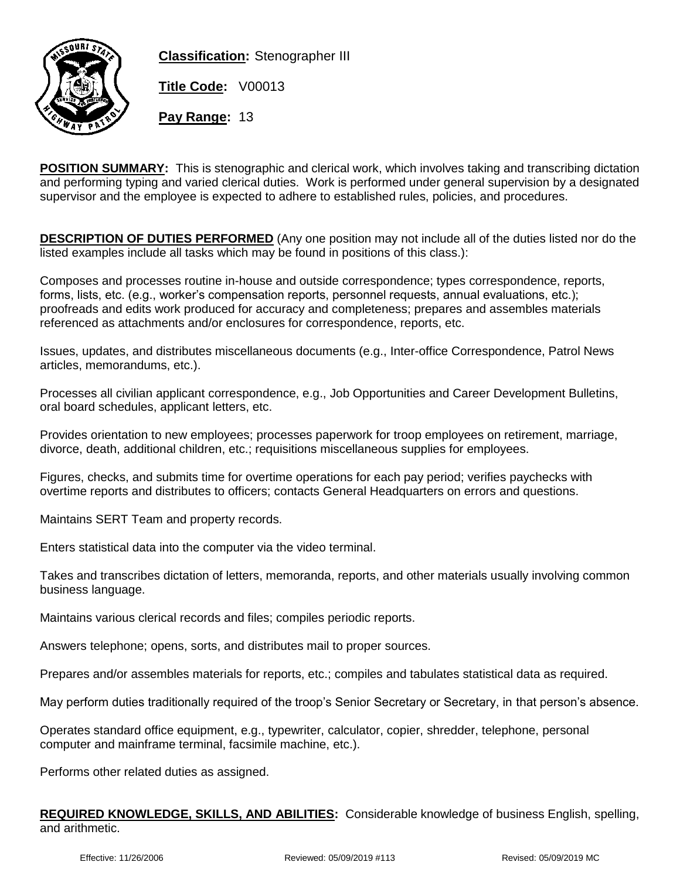**Classification:** Stenographer III

**Title Code:** V00013

**Pay Range:** 13

**POSITION SUMMARY:** This is stenographic and clerical work, which involves taking and transcribing dictation and performing typing and varied clerical duties. Work is performed under general supervision by a designated supervisor and the employee is expected to adhere to established rules, policies, and procedures.

**DESCRIPTION OF DUTIES PERFORMED** (Any one position may not include all of the duties listed nor do the listed examples include all tasks which may be found in positions of this class.):

Composes and processes routine in-house and outside correspondence; types correspondence, reports, forms, lists, etc. (e.g., worker's compensation reports, personnel requests, annual evaluations, etc.); proofreads and edits work produced for accuracy and completeness; prepares and assembles materials referenced as attachments and/or enclosures for correspondence, reports, etc.

Issues, updates, and distributes miscellaneous documents (e.g., Inter-office Correspondence, Patrol News articles, memorandums, etc.).

Processes all civilian applicant correspondence, e.g., Job Opportunities and Career Development Bulletins, oral board schedules, applicant letters, etc.

Provides orientation to new employees; processes paperwork for troop employees on retirement, marriage, divorce, death, additional children, etc.; requisitions miscellaneous supplies for employees.

Figures, checks, and submits time for overtime operations for each pay period; verifies paychecks with overtime reports and distributes to officers; contacts General Headquarters on errors and questions.

Maintains SERT Team and property records.

Enters statistical data into the computer via the video terminal.

Takes and transcribes dictation of letters, memoranda, reports, and other materials usually involving common business language.

Maintains various clerical records and files; compiles periodic reports.

Answers telephone; opens, sorts, and distributes mail to proper sources.

Prepares and/or assembles materials for reports, etc.; compiles and tabulates statistical data as required.

May perform duties traditionally required of the troop's Senior Secretary or Secretary, in that person's absence.

Operates standard office equipment, e.g., typewriter, calculator, copier, shredder, telephone, personal computer and mainframe terminal, facsimile machine, etc.).

Performs other related duties as assigned.

**REQUIRED KNOWLEDGE, SKILLS, AND ABILITIES:** Considerable knowledge of business English, spelling, and arithmetic.

Effective: 11/26/2006 Reviewed: 05/09/2019 #113 Revised: 05/09/2019 MC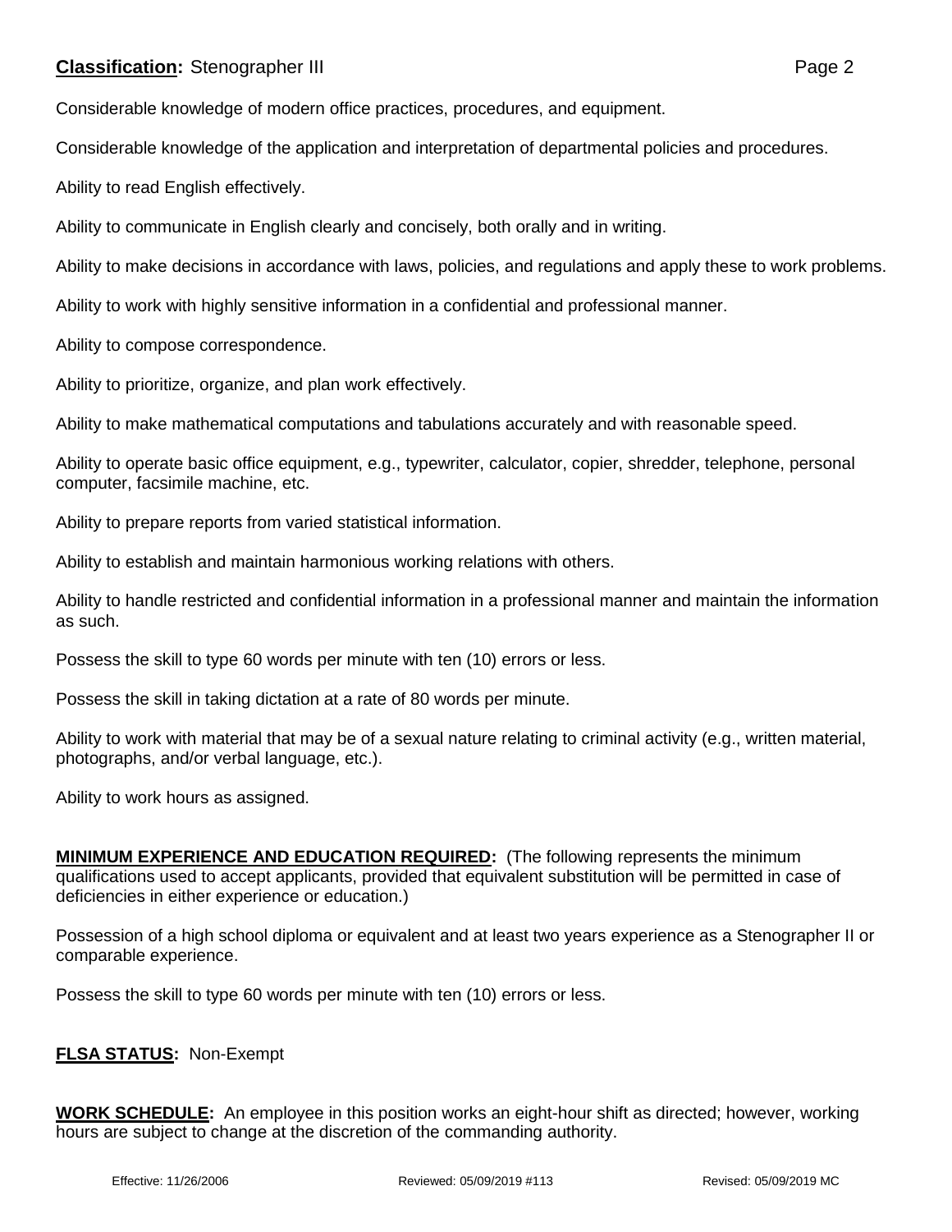Considerable knowledge of modern office practices, procedures, and equipment.

Considerable knowledge of the application and interpretation of departmental policies and procedures.

Ability to read English effectively.

Ability to communicate in English clearly and concisely, both orally and in writing.

Ability to make decisions in accordance with laws, policies, and regulations and apply these to work problems.

Ability to work with highly sensitive information in a confidential and professional manner.

Ability to compose correspondence.

Ability to prioritize, organize, and plan work effectively.

Ability to make mathematical computations and tabulations accurately and with reasonable speed.

Ability to operate basic office equipment, e.g., typewriter, calculator, copier, shredder, telephone, personal computer, facsimile machine, etc.

Ability to prepare reports from varied statistical information.

Ability to establish and maintain harmonious working relations with others.

Ability to handle restricted and confidential information in a professional manner and maintain the information as such.

Possess the skill to type 60 words per minute with ten (10) errors or less.

Possess the skill in taking dictation at a rate of 80 words per minute.

Ability to work with material that may be of a sexual nature relating to criminal activity (e.g., written material, photographs, and/or verbal language, etc.).

Ability to work hours as assigned.

**MINIMUM EXPERIENCE AND EDUCATION REQUIRED:** (The following represents the minimum qualifications used to accept applicants, provided that equivalent substitution will be permitted in case of deficiencies in either experience or education.)

Possession of a high school diploma or equivalent and at least two years experience as a Stenographer II or comparable experience.

Possess the skill to type 60 words per minute with ten (10) errors or less.

**FLSA STATUS:** Non-Exempt

**WORK SCHEDULE:** An employee in this position works an eight-hour shift as directed; however, working hours are subject to change at the discretion of the commanding authority.

Effective: 11/26/2006 Reviewed: 05/09/2019 #113 Revised: 05/09/2019 MC